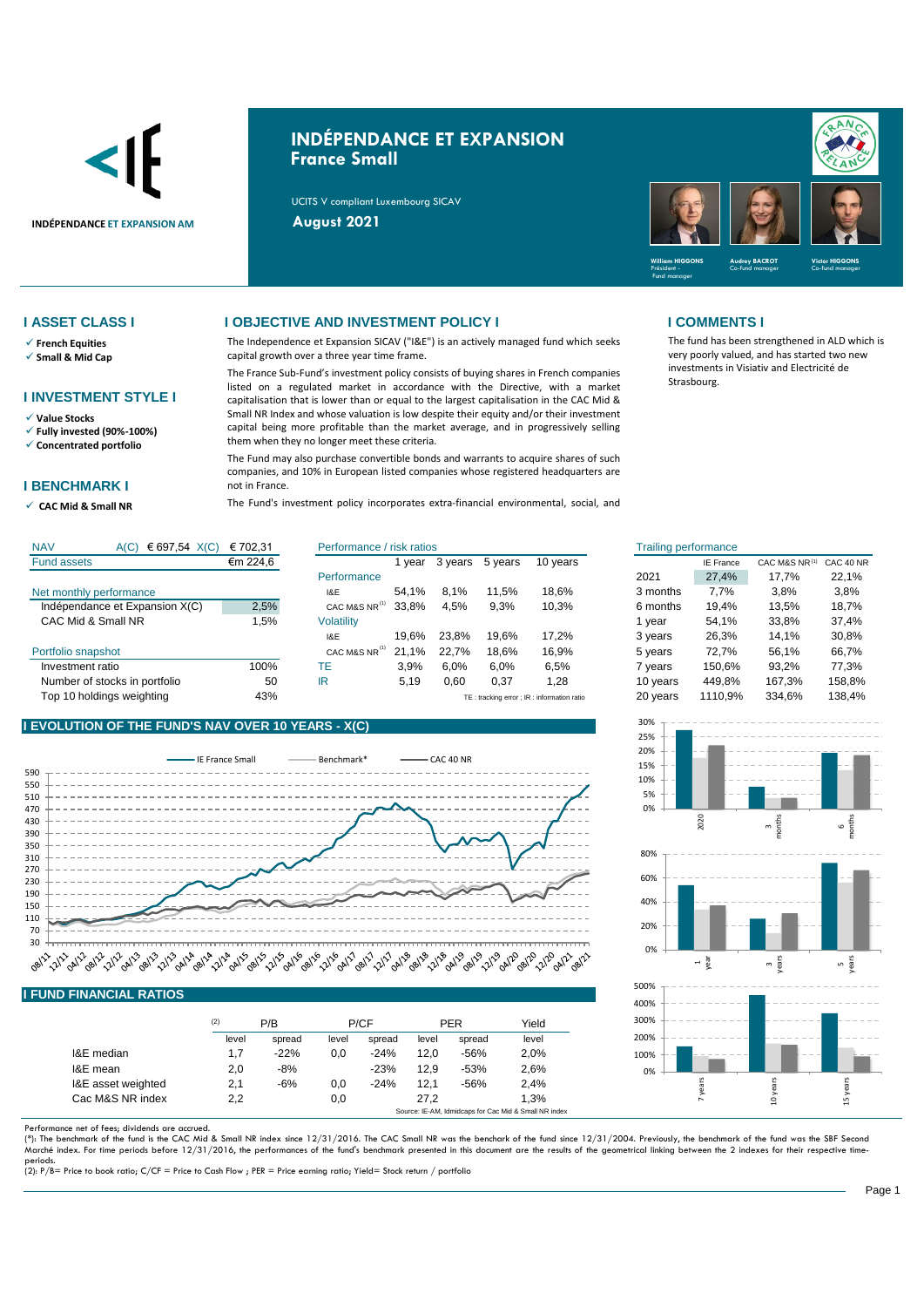# INDÉPENDANCE ET EXPANSION
## France Small

UCITS V compliant Luxembourg SICAV

**August 2021**

INDÉPENDANCE ET EXPANSION AM

**William HIGGONS** Président - Fund manager | **Audrey BACROT** Co-fund manager | **Victor HIGGONS** Co-fund manager

## I ASSET CLASS I

- ✓ **French Equities**
- ✓ **Small & Mid Cap**

## I INVESTMENT STYLE I

- ✓ **Value Stocks**
- ✓ **Fully invested (90%-100%)**
- ✓ **Concentrated portfolio**

## I BENCHMARK I

- ✓ **CAC Mid & Small NR**

## I OBJECTIVE AND INVESTMENT POLICY I

The Independence et Expansion SICAV ("I&E") is an actively managed fund which seeks capital growth over a three year time frame.

The France Sub-Fund's investment policy consists of buying shares in French companies listed on a regulated market in accordance with the Directive, with a market capitalisation that is lower than or equal to the largest capitalisation in the CAC Mid & Small NR Index and whose valuation is low despite their equity and/or their investment capital being more profitable than the market average, and in progressively selling them when they no longer meet these criteria.

The Fund may also purchase convertible bonds and warrants to acquire shares of such companies, and 10% in European listed companies whose registered headquarters are not in France.

The Fund's investment policy incorporates extra-financial environmental, social, and

## I COMMENTS I

The fund has been strengthened in ALD which is very poorly valued, and has started two new investments in Visiativ and Electricité de Strasbourg.

| NAV | A(C) € 697,54 X(C) | € 702,31 |
|---|---|---|
| Fund assets | | €m 224,6 |
| **Net monthly performance** | | |
| Indépendance et Expansion X(C) | | 2,5% |
| CAC Mid & Small NR | | 1,5% |
| **Portfolio snapshot** | | |
| Investment ratio | | 100% |
| Number of stocks in portfolio | | 50 |
| Top 10 holdings weighting | | 43% |

**Performance / risk ratios**

| | | 1 year | 3 years | 5 years | 10 years |
|---|---|---|---|---|---|
| Performance | I&E | 54,1% | 8,1% | 11,5% | 18,6% |
| | CAC M&S NR [1] | 33,8% | 4,5% | 9,3% | 10,3% |
| Volatility | I&E | 19,6% | 23,8% | 19,6% | 17,2% |
| | CAC M&S NR [1] | 21,1% | 22,7% | 18,6% | 16,9% |
| TE | | 3,9% | 6,0% | 6,0% | 6,5% |
| IR | | 5,19 | 0,60 | 0,37 | 1,28 |

TE : tracking error ; IR : information ratio

**Trailing performance**

| | IE France | CAC M&S NR [1] | CAC 40 NR |
|---|---|---|---|
| 2021 | 27,4% | 17,7% | 22,1% |
| 3 months | 7,7% | 3,8% | 3,8% |
| 6 months | 19,4% | 13,5% | 18,7% |
| 1 year | 54,1% | 33,8% | 37,4% |
| 3 years | 26,3% | 14,1% | 30,8% |
| 5 years | 72,7% | 56,1% | 66,7% |
| 7 years | 150,6% | 93,2% | 77,3% |
| 10 years | 449,8% | 167,3% | 158,8% |
| 20 years | 1110,9% | 334,6% | 138,4% |

## I EVOLUTION OF THE FUND'S NAV OVER 10 YEARS - X(C)

## I FUND FINANCIAL RATIOS

| [2] | P/B | | P/CF | | PER | | Yield |
|---|---|---|---|---|---|---|---|
| | level | spread | level | spread | level | spread | level |
| I&E median | 1,7 | -22% | 0,0 | -24% | 12,0 | -56% | 2,0% |
| I&E mean | 2,0 | -8% | | -23% | 12,9 | -53% | 2,6% |
| I&E asset weighted | 2,1 | -6% | 0,0 | -24% | 12,1 | -56% | 2,4% |
| Cac M&S NR index | 2,2 | | 0,0 | | 27,2 | | 1,3% |

Source: IE-AM, Idmidcaps for Cac Mid & Small NR index

Performance net of fees; dividends are accrued.

(*): The benchmark of the fund is the CAC Mid & Small NR index since 12/31/2016. The CAC Small NR was the benchark of the fund since 12/31/2004. Previously, the benchmark of the fund was the SBF Second Marché index. For time periods before 12/31/2016, the performances of the fund's benchmark presented in this document are the results of the geometrical linking between the 2 indexes for their respective time-periods.

(2): P/B= Price to book ratio; C/CF = Price to Cash Flow ; PER = Price earning ratio; Yield= Stock return / portfolio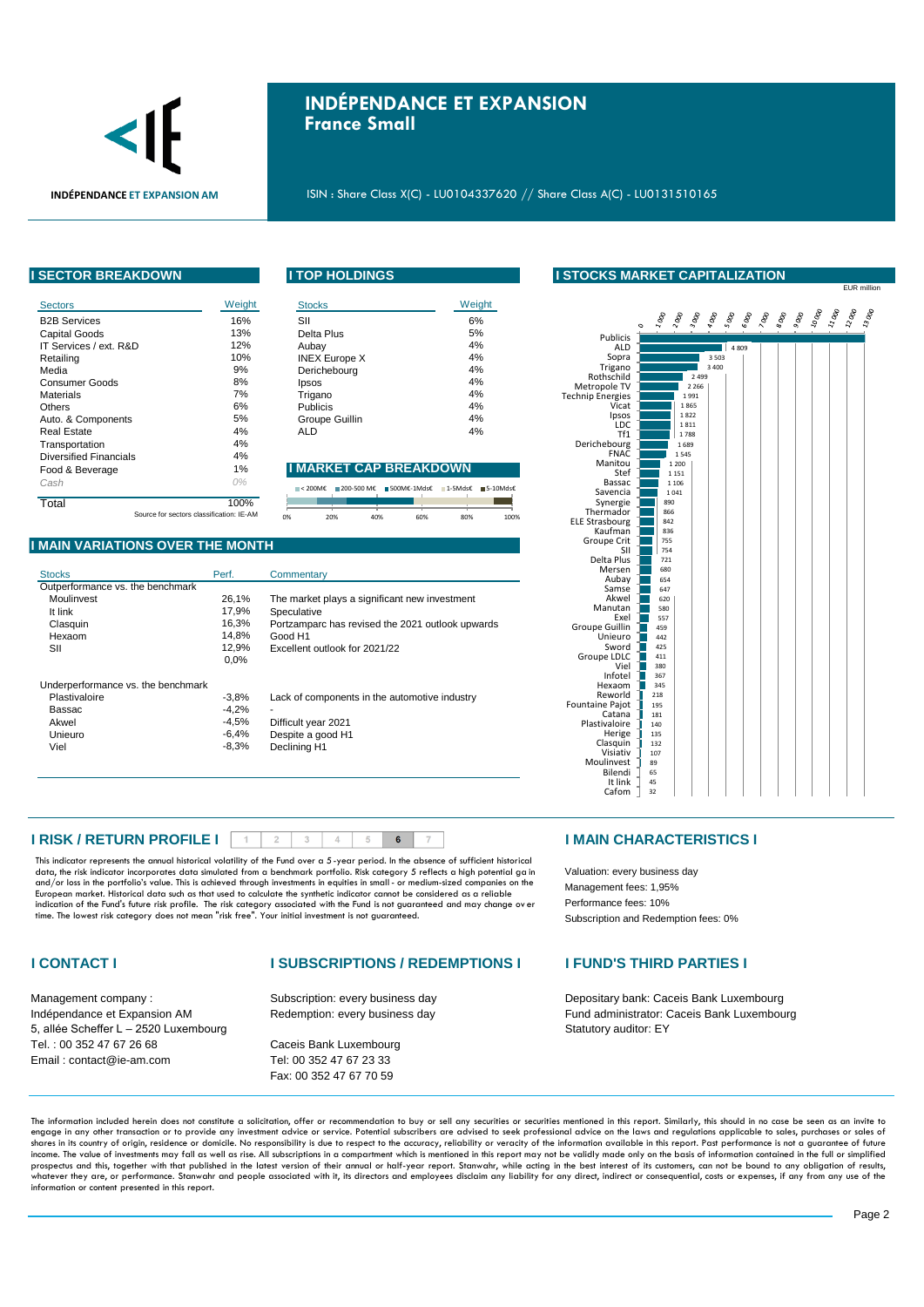# INDÉPENDANCE ET EXPANSION
## France Small

INDÉPENDANCE ET EXPANSION AM

ISIN : Share Class X(C) - LU0104337620 // Share Class A(C) - LU0131510165

## I SECTOR BREAKDOWN

| Sectors | Weight |
|---|---|
| B2B Services | 16% |
| Capital Goods | 13% |
| IT Services / ext. R&D | 12% |
| Retailing | 10% |
| Media | 9% |
| Consumer Goods | 8% |
| Materials | 7% |
| Others | 6% |
| Auto. & Components | 5% |
| Real Estate | 4% |
| Transportation | 4% |
| Diversified Financials | 4% |
| Food & Beverage | 1% |
| *Cash* | *0%* |
| Total | 100% |

Source for sectors classification: IE-AM

## I TOP HOLDINGS

| Stocks | Weight |
|---|---|
| SII | 6% |
| Delta Plus | 5% |
| Aubay | 4% |
| INEX Europe X | 4% |
| Dericheboug | 4% |
| Ipsos | 4% |
| Trigano | 4% |
| Publicis | 4% |
| Groupe Guillin | 4% |
| ALD | 4% |

## I MARKET CAP BREAKDOWN

< 200M€ · 200-500 M€ · 500M€-1Mds€ · 1-5Mds€ · 5-10Mds€

0% 20% 40% 60% 80% 100%

## I STOCKS MARKET CAPITALIZATION

EUR million

0 1 000 2 000 3 000 4 000 5 000 6 000 7 000 8 000 9 000 10 000 11 000 12 000 13 000

Publicis
ALD 4 809
Sopra 3 503
Trigano 3 400
Rothschild 2 499
Metropole TV 2 266
Technip Energies 1 991
Vicat 1 865
Ipsos 1 822
LDC 1 811
Tf1 1 788
Dericheboug 1 689
FNAC 1 545
Manitou 1 200
Stef 1 151
Bassac 1 106
Savencia 1 041
Synergie 890
Thermador 866
ELE Strasbourg 842
Kaufman 836
Groupe Crit 755
SII 754
Delta Plus 721
Mersen 680
Aubay 654
Samse 647
Akwel 620
Manutan 580
Exel 557
Groupe Guillin 459
Unieuro 442
Sword 425
Groupe LDLC 411
Viel 380
Infotel 367
Hexaom 345
Reworld 218
Fountaine Pajot 195
Catana 181
Plastivaloire 140
Herige 135
Clasquin 132
Visiativ 107
Moulinvest 89
Bilendi 65
It link 45
Cafom 32

## I MAIN VARIATIONS OVER THE MONTH

| Stocks | Perf. | Commentary |
|---|---|---|
| Outperformance vs. the benchmark | | |
| Moulinvest | 26,1% | The market plays a significant new investment |
| It link | 17,9% | Speculative |
| Clasquin | 16,3% | Portzamparc has revised the 2021 outlook upwards |
| Hexaom | 14,8% | Good H1 |
| SII | 12,9% | Excellent outlook for 2021/22 |
| | 0,0% | |
| Underperformance vs. the benchmark | | |
| Plastivaloire | -3,8% | Lack of components in the automotive industry |
| Bassac | -4,2% | - |
| Akwel | -4,5% | Difficult year 2021 |
| Unieuro | -6,4% | Despite a good H1 |
| Viel | -8,3% | Declining H1 |

## I RISK / RETURN PROFILE I

1 2 3 4 5 **6** 7

This indicator represents the annual historical volatility of the Fund over a 5-year period. In the absence of sufficient historical data, the risk indicator incorporates data simulated from a benchmark portfolio. Risk category 5 reflects a high potential gain and/or loss in the portfolio's value. This is achieved through investments in equities in small - or medium-sized companies on the European market. Historical data such as that used to calculate the synthetic indicator cannot be considered as a reliable indication of the Fund's future risk profile. The risk category associated with the Fund is not guaranteed and may change over time. The lowest risk category does not mean "risk free". Your initial investment is not guaranteed.

## I MAIN CHARACTERISTICS I

Valuation: every business day

Management fees: 1,95%

Performance fees: 10%

Subscription and Redemption fees: 0%

## I CONTACT I

Management company :
Indépendance et Expansion AM
5, allée Scheffer L – 2520 Luxembourg
Tel. : 00 352 47 67 26 68
Email : contact@ie-am.com

## I SUBSCRIPTIONS / REDEMPTIONS I

Subscription: every business day
Redemption: every business day

Caceis Bank Luxembourg
Tel: 00 352 47 67 23 33
Fax: 00 352 47 67 70 59

## I FUND'S THIRD PARTIES I

Depositary bank: Caceis Bank Luxembourg
Fund administrator: Caceis Bank Luxembourg
Statutory auditor: EY

The information included herein does not constitute a solicitation, offer or recommendation to buy or sell any securities or securities mentioned in this report. Similarly, this should in no case be seen as an invite to engage in any other transaction or to provide any investment advice or service. Potential subscribers are advised to seek professional advice on the laws and regulations applicable to sales, purchases or sales of shares in its country of origin, residence or domicile. No responsibility is due to respect to the accuracy, reliability or veracity of the information available in this report. Past performance is not a guarantee of future income. The value of investments may fall as well as rise. All subscriptions in a compartment which is mentioned in this report may not be validly made only on the basis of information contained in the full or simplified prospectus and this, together with that published in the latest version of their annual or half-year report. Stanwahr, while acting in the best interest of its customers, can not be bound to any obligation of results, whatever they are, or performance. Stanwahr and people associated with it, its directors and employees disclaim any liability for any direct, indirect or consequential, costs or expenses, if any from any use of the information or content presented in this report.